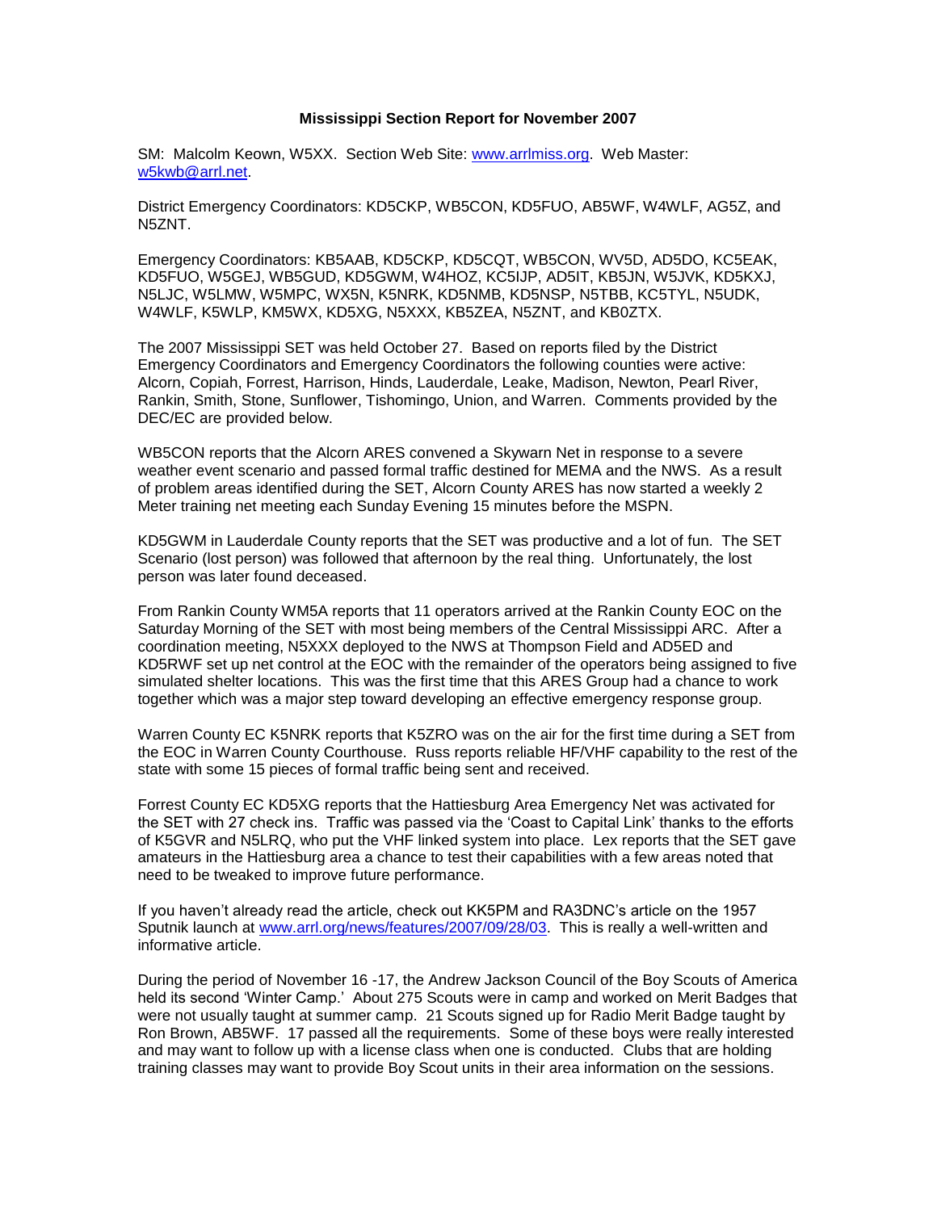**Mississippi Section Report for November 2007**

SM: Malcolm Keown, W5XX. Section Web Site: www.arrlmiss.org. Web Master: w5kwb@arrl.net.

District Emergency Coordinators: KD5CKP, WB5CON, KD5FUO, AB5WF, W4WLF, AG5Z, and N5ZNT.

Emergency Coordinators: KB5AAB, KD5CKP, KD5CQT, WB5CON, WV5D, AD5DO, KC5EAK, KD5FUO, W5GEJ, WB5GUD, KD5GWM, W4HOZ, KC5IJP, AD5IT, KB5JN, W5JVK, KD5KXJ, N5LJC, W5LMW, W5MPC, WX5N, K5NRK, KD5NMB, KD5NSP, N5TBB, KC5TYL, N5UDK, W4WLF, K5WLP, KM5WX, KD5XG, N5XXX, KB5ZEA, N5ZNT, and KB0ZTX.

The 2007 Mississippi SET was held October 27. Based on reports filed by the District Emergency Coordinators and Emergency Coordinators the following counties were active: Alcorn, Copiah, Forrest, Harrison, Hinds, Lauderdale, Leake, Madison, Newton, Pearl River, Rankin, Smith, Stone, Sunflower, Tishomingo, Union, and Warren. Comments provided by the DEC/EC are provided below.

WB5CON reports that the Alcorn ARES convened a Skywarn Net in response to a severe weather event scenario and passed formal traffic destined for MEMA and the NWS. As a result of problem areas identified during the SET, Alcorn County ARES has now started a weekly 2 Meter training net meeting each Sunday Evening 15 minutes before the MSPN.

KD5GWM in Lauderdale County reports that the SET was productive and a lot of fun. The SET Scenario (lost person) was followed that afternoon by the real thing. Unfortunately, the lost person was later found deceased.

From Rankin County WM5A reports that 11 operators arrived at the Rankin County EOC on the Saturday Morning of the SET with most being members of the Central Mississippi ARC. After a coordination meeting, N5XXX deployed to the NWS at Thompson Field and AD5ED and KD5RWF set up net control at the EOC with the remainder of the operators being assigned to five simulated shelter locations. This was the first time that this ARES Group had a chance to work together which was a major step toward developing an effective emergency response group.

Warren County EC K5NRK reports that K5ZRO was on the air for the first time during a SET from the EOC in Warren County Courthouse. Russ reports reliable HF/VHF capability to the rest of the state with some 15 pieces of formal traffic being sent and received.

Forrest County EC KD5XG reports that the Hattiesburg Area Emergency Net was activated for the SET with 27 check ins. Traffic was passed via the 'Coast to Capital Link' thanks to the efforts of K5GVR and N5LRQ, who put the VHF linked system into place. Lex reports that the SET gave amateurs in the Hattiesburg area a chance to test their capabilities with a few areas noted that need to be tweaked to improve future performance.

If you haven't already read the article, check out KK5PM and RA3DNC's article on the 1957 Sputnik launch at www.arrl.org/news/features/2007/09/28/03. This is really a well-written and informative article.

During the period of November 16 -17, the Andrew Jackson Council of the Boy Scouts of America held its second 'Winter Camp.' About 275 Scouts were in camp and worked on Merit Badges that were not usually taught at summer camp. 21 Scouts signed up for Radio Merit Badge taught by Ron Brown, AB5WF. 17 passed all the requirements. Some of these boys were really interested and may want to follow up with a license class when one is conducted. Clubs that are holding training classes may want to provide Boy Scout units in their area information on the sessions.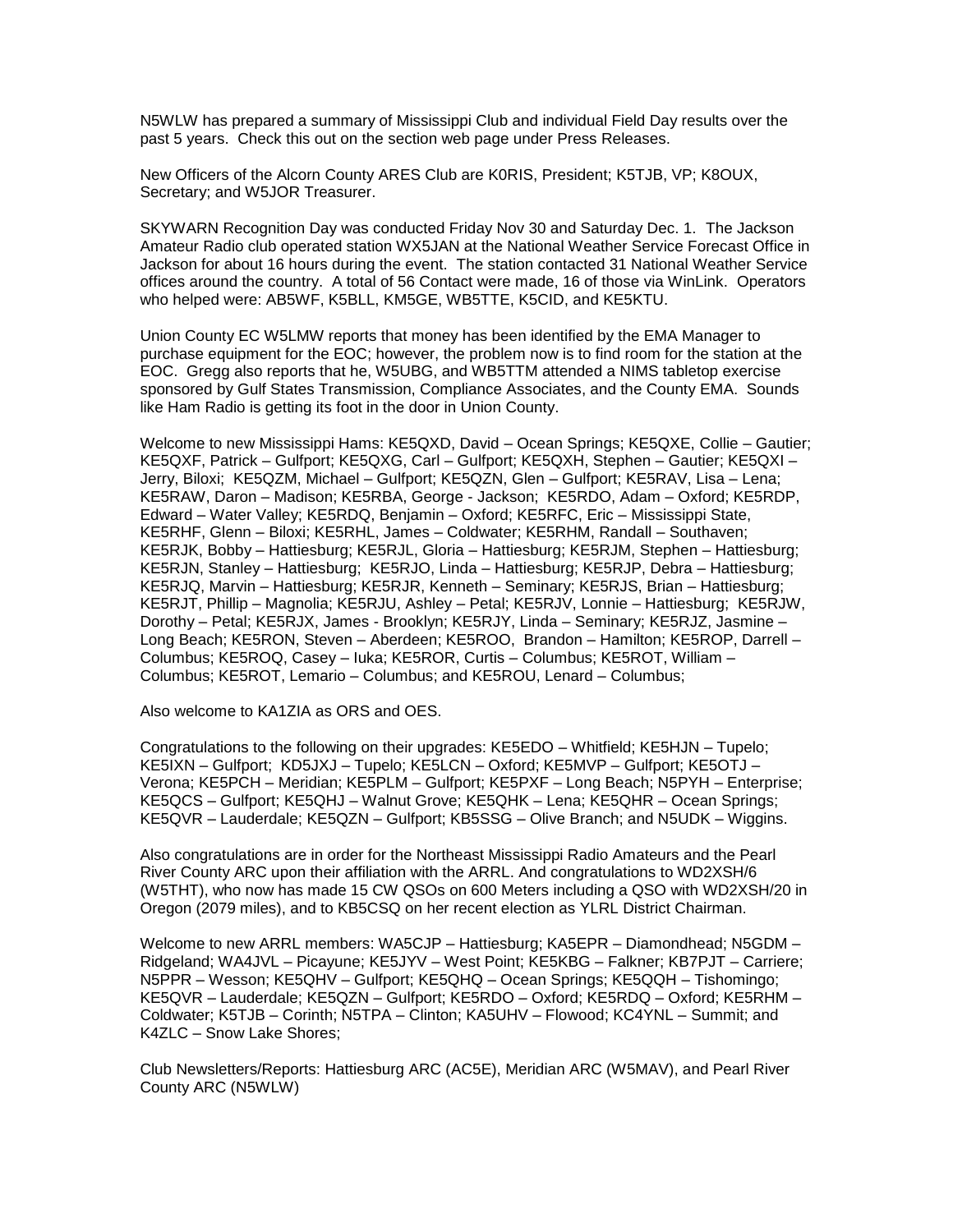N5WLW has prepared a summary of Mississippi Club and individual Field Day results over the past 5 years. Check this out on the section web page under Press Releases.

New Officers of the Alcorn County ARES Club are K0RIS, President; K5TJB, VP; K8OUX, Secretary; and W5JOR Treasurer.

SKYWARN Recognition Day was conducted Friday Nov 30 and Saturday Dec. 1. The Jackson Amateur Radio club operated station WX5JAN at the National Weather Service Forecast Office in Jackson for about 16 hours during the event. The station contacted 31 National Weather Service offices around the country. A total of 56 Contact were made, 16 of those via WinLink. Operators who helped were: AB5WF, K5BLL, KM5GE, WB5TTE, K5CID, and KE5KTU.

Union County EC W5LMW reports that money has been identified by the EMA Manager to purchase equipment for the EOC; however, the problem now is to find room for the station at the EOC. Gregg also reports that he, W5UBG, and WB5TTM attended a NIMS tabletop exercise sponsored by Gulf States Transmission, Compliance Associates, and the County EMA. Sounds like Ham Radio is getting its foot in the door in Union County.

Welcome to new Mississippi Hams: KE5QXD, David – Ocean Springs; KE5QXE, Collie – Gautier; KE5QXF, Patrick – Gulfport; KE5QXG, Carl – Gulfport; KE5QXH, Stephen – Gautier; KE5QXI – Jerry, Biloxi; KE5QZM, Michael – Gulfport; KE5QZN, Glen – Gulfport; KE5RAV, Lisa – Lena; KE5RAW, Daron – Madison; KE5RBA, George - Jackson; KE5RDO, Adam – Oxford; KE5RDP, Edward – Water Valley; KE5RDQ, Benjamin – Oxford; KE5RFC, Eric – Mississippi State, KE5RHF, Glenn – Biloxi; KE5RHL, James – Coldwater; KE5RHM, Randall – Southaven; KE5RJK, Bobby – Hattiesburg; KE5RJL, Gloria – Hattiesburg; KE5RJM, Stephen – Hattiesburg; KE5RJN, Stanley – Hattiesburg; KE5RJO, Linda – Hattiesburg; KE5RJP, Debra – Hattiesburg; KE5RJQ, Marvin – Hattiesburg; KE5RJR, Kenneth – Seminary; KE5RJS, Brian – Hattiesburg; KE5RJT, Phillip – Magnolia; KE5RJU, Ashley – Petal; KE5RJV, Lonnie – Hattiesburg; KE5RJW, Dorothy – Petal; KE5RJX, James - Brooklyn; KE5RJY, Linda – Seminary; KE5RJZ, Jasmine – Long Beach; KE5RON, Steven – Aberdeen; KE5ROO, Brandon – Hamilton; KE5ROP, Darrell – Columbus; KE5ROQ, Casey – Iuka; KE5ROR, Curtis – Columbus; KE5ROT, William – Columbus; KE5ROT, Lemario – Columbus; and KE5ROU, Lenard – Columbus;

Also welcome to KA1ZIA as ORS and OES.

Congratulations to the following on their upgrades: KE5EDO – Whitfield; KE5HJN – Tupelo; KE5IXN – Gulfport; KD5JXJ – Tupelo; KE5LCN – Oxford; KE5MVP – Gulfport; KE5OTJ – Verona; KE5PCH – Meridian; KE5PLM – Gulfport; KE5PXF – Long Beach; N5PYH – Enterprise; KE5QCS – Gulfport; KE5QHJ – Walnut Grove; KE5QHK – Lena; KE5QHR – Ocean Springs; KE5QVR – Lauderdale; KE5QZN – Gulfport; KB5SSG – Olive Branch; and N5UDK – Wiggins.

Also congratulations are in order for the Northeast Mississippi Radio Amateurs and the Pearl River County ARC upon their affiliation with the ARRL. And congratulations to WD2XSH/6 (W5THT), who now has made 15 CW QSOs on 600 Meters including a QSO with WD2XSH/20 in Oregon (2079 miles), and to KB5CSQ on her recent election as YLRL District Chairman.

Welcome to new ARRL members: WA5CJP – Hattiesburg; KA5EPR – Diamondhead; N5GDM – Ridgeland; WA4JVL – Picayune; KE5JYV – West Point; KE5KBG – Falkner; KB7PJT – Carriere; N5PPR – Wesson; KE5QHV – Gulfport; KE5QHQ – Ocean Springs; KE5QQH – Tishomingo; KE5QVR – Lauderdale; KE5QZN – Gulfport; KE5RDO – Oxford; KE5RDQ – Oxford; KE5RHM – Coldwater; K5TJB – Corinth; N5TPA – Clinton; KA5UHV – Flowood; KC4YNL – Summit; and K4ZLC – Snow Lake Shores;

Club Newsletters/Reports: Hattiesburg ARC (AC5E), Meridian ARC (W5MAV), and Pearl River County ARC (N5WLW)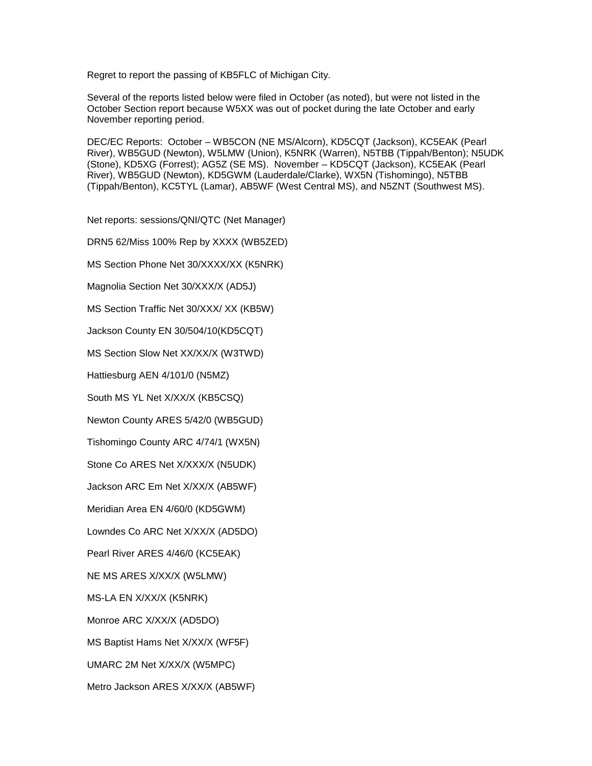Regret to report the passing of KB5FLC of Michigan City.

Several of the reports listed below were filed in October (as noted), but were not listed in the October Section report because W5XX was out of pocket during the late October and early November reporting period.

DEC/EC Reports: October – WB5CON (NE MS/Alcorn), KD5CQT (Jackson), KC5EAK (Pearl River), WB5GUD (Newton), W5LMW (Union), K5NRK (Warren), N5TBB (Tippah/Benton); N5UDK (Stone), KD5XG (Forrest); AG5Z (SE MS). November – KD5CQT (Jackson), KC5EAK (Pearl River), WB5GUD (Newton), KD5GWM (Lauderdale/Clarke), WX5N (Tishomingo), N5TBB (Tippah/Benton), KC5TYL (Lamar), AB5WF (West Central MS), and N5ZNT (Southwest MS).

Net reports: sessions/QNI/QTC (Net Manager)

DRN5 62/Miss 100% Rep by XXXX (WB5ZED)

MS Section Phone Net 30/XXXX/XX (K5NRK)

Magnolia Section Net 30/XXX/X (AD5J)

MS Section Traffic Net 30/XXX/ XX (KB5W)

Jackson County EN 30/504/10(KD5CQT)

MS Section Slow Net XX/XX/X (W3TWD)

Hattiesburg AEN 4/101/0 (N5MZ)

South MS YL Net X/XX/X (KB5CSQ)

Newton County ARES 5/42/0 (WB5GUD)

Tishomingo County ARC 4/74/1 (WX5N)

Stone Co ARES Net X/XXX/X (N5UDK)

Jackson ARC Em Net X/XX/X (AB5WF)

Meridian Area EN 4/60/0 (KD5GWM)

Lowndes Co ARC Net X/XX/X (AD5DO)

Pearl River ARES 4/46/0 (KC5EAK)

NE MS ARES X/XX/X (W5LMW)

MS-LA EN X/XX/X (K5NRK)

Monroe ARC X/XX/X (AD5DO)

MS Baptist Hams Net X/XX/X (WF5F)

UMARC 2M Net X/XX/X (W5MPC)

Metro Jackson ARES X/XX/X (AB5WF)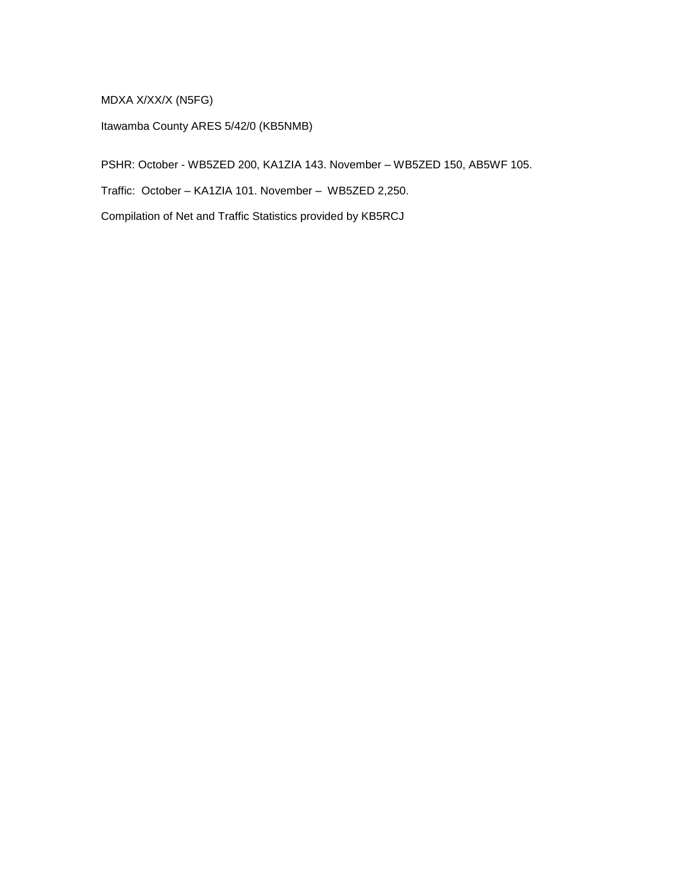MDXA X/XX/X (N5FG)

Itawamba County ARES 5/42/0 (KB5NMB)

PSHR: October - WB5ZED 200, KA1ZIA 143. November – WB5ZED 150, AB5WF 105.

Traffic: October – KA1ZIA 101. November – WB5ZED 2,250.

Compilation of Net and Traffic Statistics provided by KB5RCJ